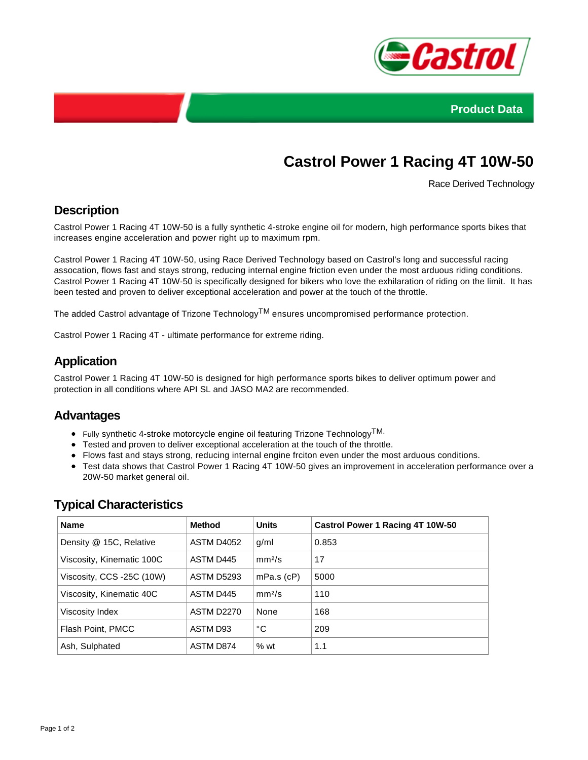Product Data

# Castrol Power 1 Racing 4T 10W-50

Race Derived Technology

## Description

Castrol Power 1 Racing 4T 10W-50 is a fully synthetic 4-stroke engine oil for modern, high performance sports bikes that increases engine acceleration and power right up to maximum rpm.

Castrol Power 1 Racing 4T 10W-50, using Race Derived Technology based on Castrol's long and successful racing assocation, flows fast and stays strong, reducing internal engine friction even under the most arduous riding conditions. Castrol Power 1 Racing 4T 10W-50 is specifically designed for bikers who love the exhilaration of riding on the limit. It has been tested and proven to deliver exceptional acceleration and power at the touch of the throttle.

The added Castrol advantage of Trizone Technology™ ensures uncompromised performance protection.

Castrol Power 1 Racing 4T - ultimate performance for extreme riding.

## Application

Castrol Power 1 Racing 4T 10W-50 is designed for high performance sports bikes to deliver optimum power and protection in all conditions where API SL and JASO MA2 are recommended.

## Advantages

- Fully synthetic 4-stroke motorcycle engine oil featuring Trizone Technology™.
- Tested and proven to deliver exceptional acceleration at the touch of the throttle.
- Flows fast and stays strong, reducing internal engine frciton even under the most arduous conditions.
- Test data shows that Castrol Power 1 Racing 4T 10W-50 gives an improvement in acceleration performance over a 20W-50 market general oil.

## Typical Characteristics

| Name | Method | Units | Castrol Power 1 Racing 4T 10W-50 |
|---|---|---|---|
| Density @ 15C, Relative | ASTM D4052 | g/ml | 0.853 |
| Viscosity, Kinematic 100C | ASTM D445 | mm²/s | 17 |
| Viscosity, CCS -25C (10W) | ASTM D5293 | mPa.s (cP) | 5000 |
| Viscosity, Kinematic 40C | ASTM D445 | mm²/s | 110 |
| Viscosity Index | ASTM D2270 | None | 168 |
| Flash Point, PMCC | ASTM D93 | °C | 209 |
| Ash, Sulphated | ASTM D874 | % wt | 1.1 |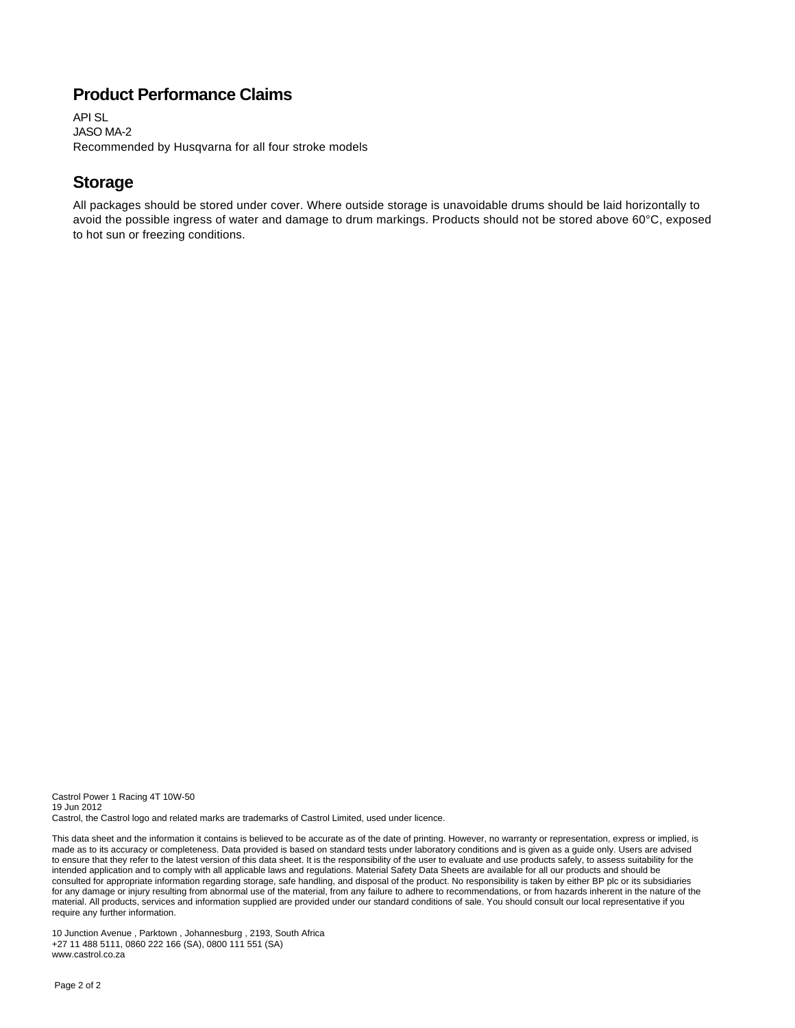## Product Performance Claims

API SL
JASO MA-2
Recommended by Husqvarna for all four stroke models

## Storage

All packages should be stored under cover. Where outside storage is unavoidable drums should be laid horizontally to avoid the possible ingress of water and damage to drum markings. Products should not be stored above 60°C, exposed to hot sun or freezing conditions.

Castrol Power 1 Racing 4T 10W-50
19 Jun 2012
Castrol, the Castrol logo and related marks are trademarks of Castrol Limited, used under licence.

This data sheet and the information it contains is believed to be accurate as of the date of printing. However, no warranty or representation, express or implied, is made as to its accuracy or completeness. Data provided is based on standard tests under laboratory conditions and is given as a guide only. Users are advised to ensure that they refer to the latest version of this data sheet. It is the responsibility of the user to evaluate and use products safely, to assess suitability for the intended application and to comply with all applicable laws and regulations. Material Safety Data Sheets are available for all our products and should be consulted for appropriate information regarding storage, safe handling, and disposal of the product. No responsibility is taken by either BP plc or its subsidiaries for any damage or injury resulting from abnormal use of the material, from any failure to adhere to recommendations, or from hazards inherent in the nature of the material. All products, services and information supplied are provided under our standard conditions of sale. You should consult our local representative if you require any further information.

10 Junction Avenue , Parktown , Johannesburg , 2193, South Africa
+27 11 488 5111, 0860 222 166 (SA), 0800 111 551 (SA)
www.castrol.co.za